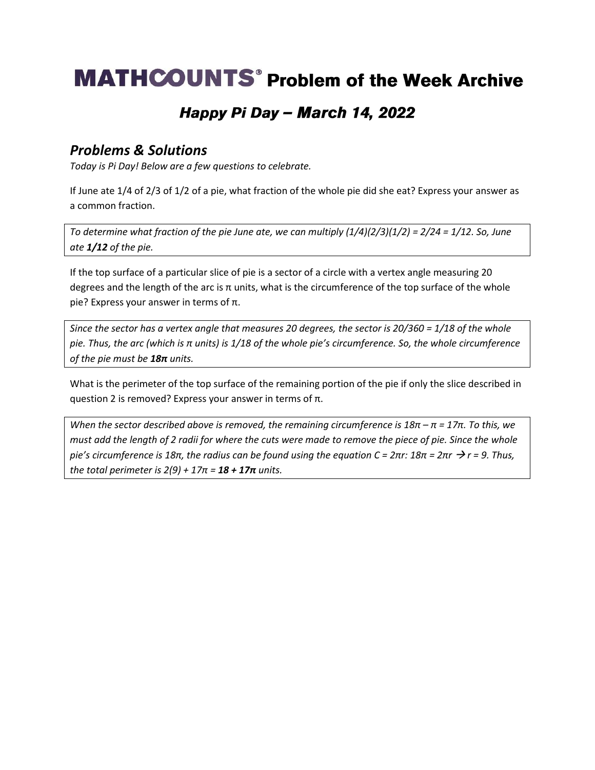# MATHCOUNTS® Problem of the Week Archive

## *Happy Pi Day – March 14, 2022*

### *Problems & Solutions*

*Today is Pi Day! Below are a few questions to celebrate.*

If June ate 1/4 of 2/3 of 1/2 of a pie, what fraction of the whole pie did she eat? Express your answer as a common fraction.

> *To determine what fraction of the pie June ate, we can multiply $(1/4)(2/3)(1/2) = 2/24 = 1/12$. So, June ate **1/12** of the pie.*

If the top surface of a particular slice of pie is a sector of a circle with a vertex angle measuring 20 degrees and the length of the arc is $\pi$ units, what is the circumference of the top surface of the whole pie? Express your answer in terms of $\pi$.

> *Since the sector has a vertex angle that measures 20 degrees, the sector is $20/360 = 1/18$ of the whole pie. Thus, the arc (which is $\pi$ units) is 1/18 of the whole pie's circumference. So, the whole circumference of the pie must be **$18\pi$** units.*

What is the perimeter of the top surface of the remaining portion of the pie if only the slice described in question 2 is removed? Express your answer in terms of $\pi$.

> *When the sector described above is removed, the remaining circumference is $18\pi - \pi = 17\pi$. To this, we must add the length of 2 radii for where the cuts were made to remove the piece of pie. Since the whole pie's circumference is $18\pi$, the radius can be found using the equation $C = 2\pi r$: $18\pi = 2\pi r \rightarrow r = 9$. Thus, the total perimeter is $2(9) + 17\pi =$ **$18 + 17\pi$** units.*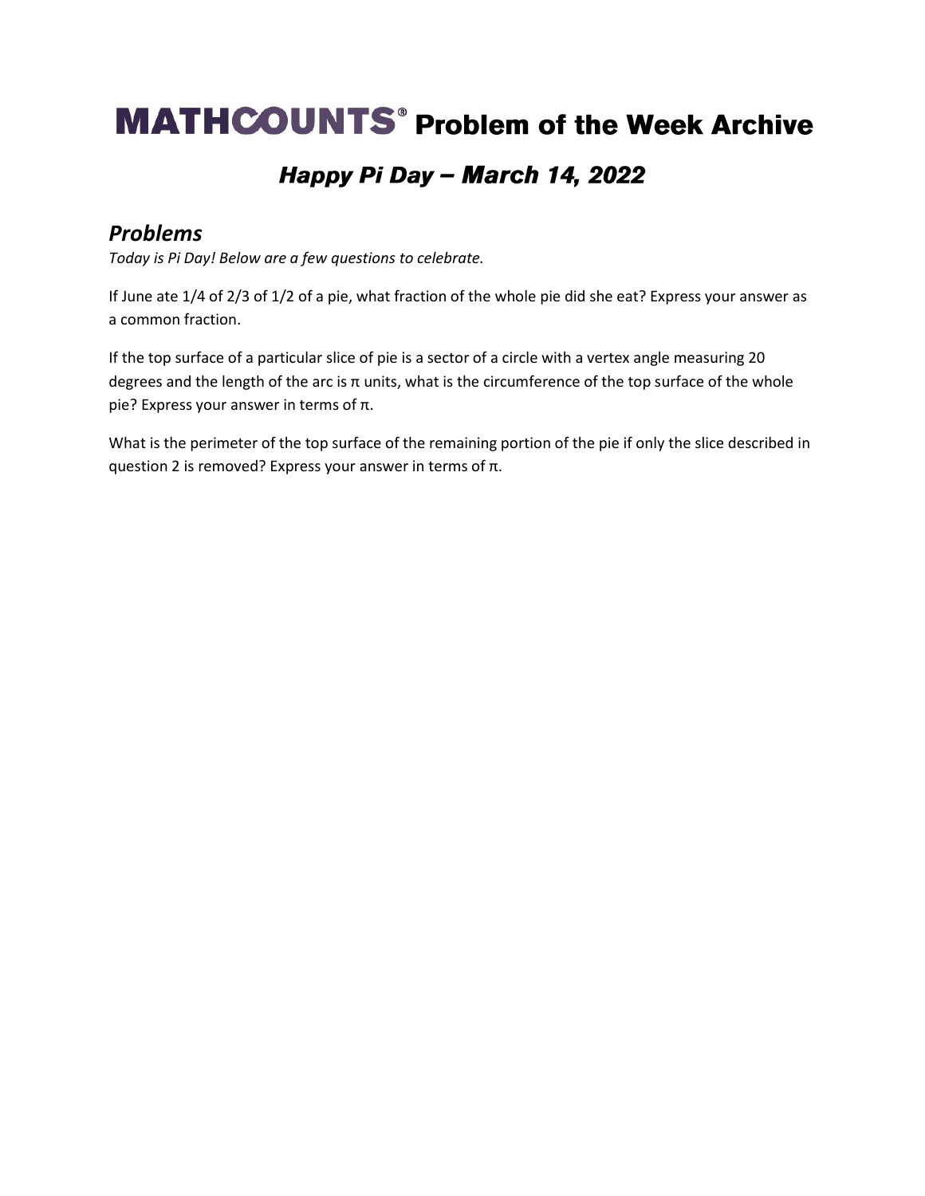# MATHCOUNTS® Problem of the Week Archive

## *Happy Pi Day – March 14, 2022*

## *Problems*

*Today is Pi Day! Below are a few questions to celebrate.*

If June ate 1/4 of 2/3 of 1/2 of a pie, what fraction of the whole pie did she eat? Express your answer as a common fraction.

If the top surface of a particular slice of pie is a sector of a circle with a vertex angle measuring 20 degrees and the length of the arc is $\pi$ units, what is the circumference of the top surface of the whole pie? Express your answer in terms of $\pi$.

What is the perimeter of the top surface of the remaining portion of the pie if only the slice described in question 2 is removed? Express your answer in terms of $\pi$.